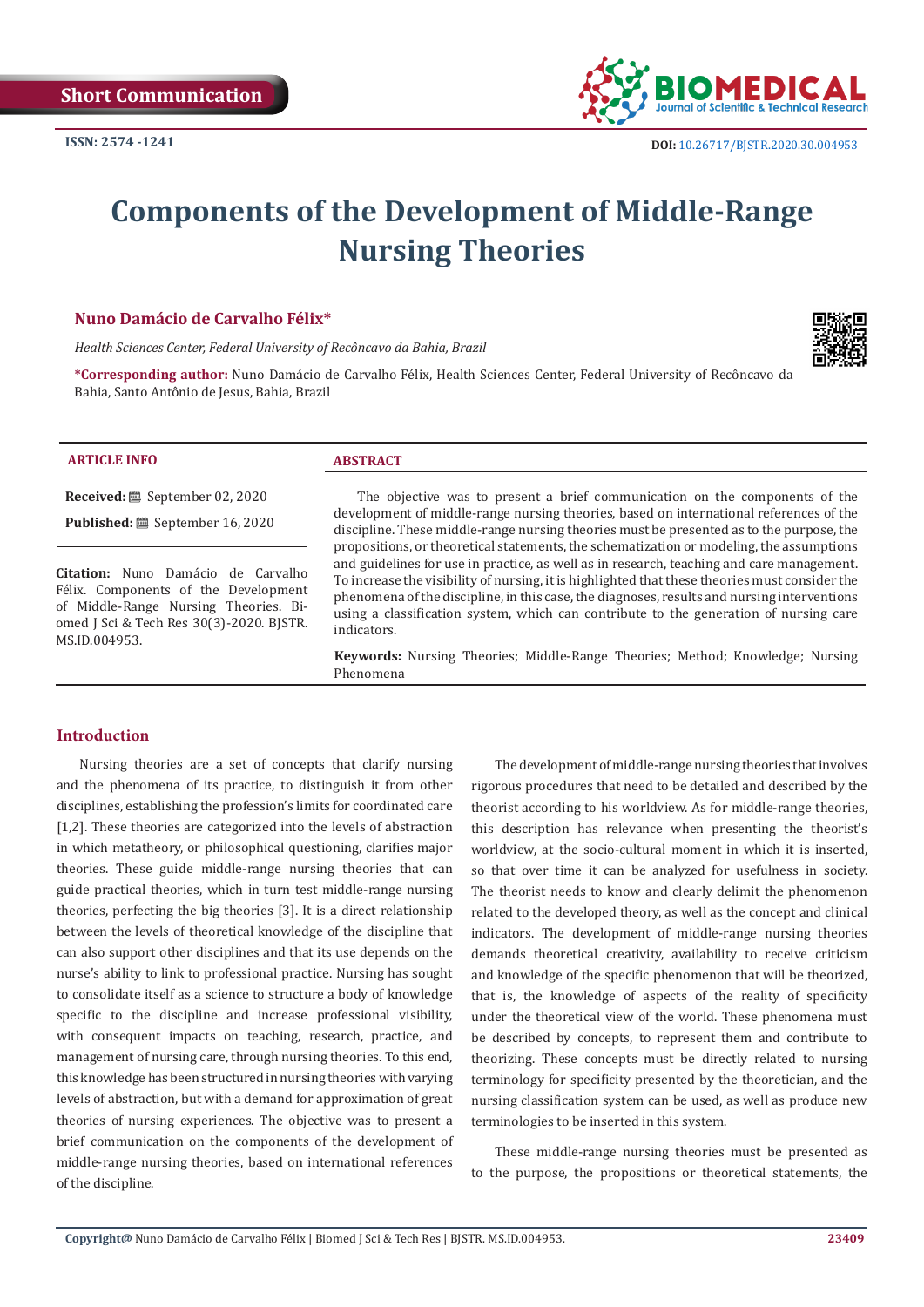Short Communication

ISSN: 2574 -1241

DOI: 10.26717/BJSTR.2020.30.004953

# Components of the Development of Middle-Range Nursing Theories

**Nuno Damácio de Carvalho Félix***

*Health Sciences Center, Federal University of Recôncavo da Bahia, Brazil*

***Corresponding author:** Nuno Damácio de Carvalho Félix, Health Sciences Center, Federal University of Recôncavo da Bahia, Santo Antônio de Jesus, Bahia, Brazil

**ARTICLE INFO**

**Received:** September 02, 2020

**Published:** September 16, 2020

**Citation:** Nuno Damácio de Carvalho Félix. Components of the Development of Middle-Range Nursing Theories. Biomed J Sci & Tech Res 30(3)-2020. BJSTR. MS.ID.004953.

**ABSTRACT**

The objective was to present a brief communication on the components of the development of middle-range nursing theories, based on international references of the discipline. These middle-range nursing theories must be presented as to the purpose, the propositions, or theoretical statements, the schematization or modeling, the assumptions and guidelines for use in practice, as well as in research, teaching and care management. To increase the visibility of nursing, it is highlighted that these theories must consider the phenomena of the discipline, in this case, the diagnoses, results and nursing interventions using a classification system, which can contribute to the generation of nursing care indicators.

**Keywords:** Nursing Theories; Middle-Range Theories; Method; Knowledge; Nursing Phenomena

## Introduction

Nursing theories are a set of concepts that clarify nursing and the phenomena of its practice, to distinguish it from other disciplines, establishing the profession's limits for coordinated care [1,2]. These theories are categorized into the levels of abstraction in which metatheory, or philosophical questioning, clarifies major theories. These guide middle-range nursing theories that can guide practical theories, which in turn test middle-range nursing theories, perfecting the big theories [3]. It is a direct relationship between the levels of theoretical knowledge of the discipline that can also support other disciplines and that its use depends on the nurse's ability to link to professional practice. Nursing has sought to consolidate itself as a science to structure a body of knowledge specific to the discipline and increase professional visibility, with consequent impacts on teaching, research, practice, and management of nursing care, through nursing theories. To this end, this knowledge has been structured in nursing theories with varying levels of abstraction, but with a demand for approximation of great theories of nursing experiences. The objective was to present a brief communication on the components of the development of middle-range nursing theories, based on international references of the discipline.

The development of middle-range nursing theories that involves rigorous procedures that need to be detailed and described by the theorist according to his worldview. As for middle-range theories, this description has relevance when presenting the theorist's worldview, at the socio-cultural moment in which it is inserted, so that over time it can be analyzed for usefulness in society. The theorist needs to know and clearly delimit the phenomenon related to the developed theory, as well as the concept and clinical indicators. The development of middle-range nursing theories demands theoretical creativity, availability to receive criticism and knowledge of the specific phenomenon that will be theorized, that is, the knowledge of aspects of the reality of specificity under the theoretical view of the world. These phenomena must be described by concepts, to represent them and contribute to theorizing. These concepts must be directly related to nursing terminology for specificity presented by the theoretician, and the nursing classification system can be used, as well as produce new terminologies to be inserted in this system.

These middle-range nursing theories must be presented as to the purpose, the propositions or theoretical statements, the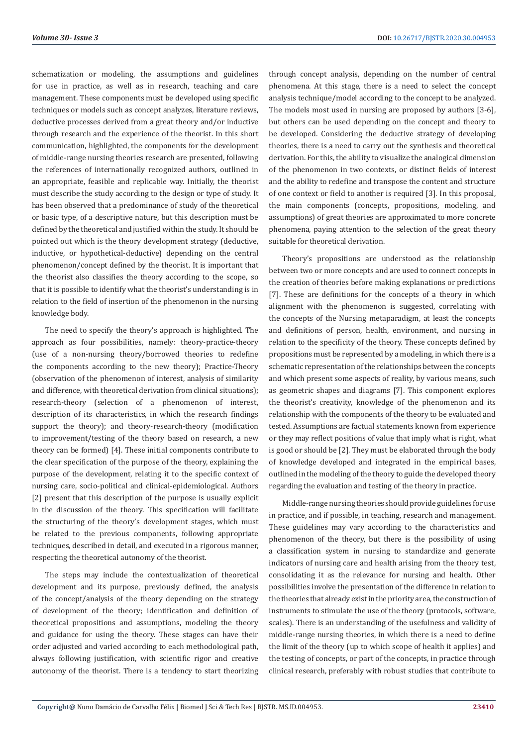schematization or modeling, the assumptions and guidelines for use in practice, as well as in research, teaching and care management. These components must be developed using specific techniques or models such as concept analyzes, literature reviews, deductive processes derived from a great theory and/or inductive through research and the experience of the theorist. In this short communication, highlighted, the components for the development of middle-range nursing theories research are presented, following the references of internationally recognized authors, outlined in an appropriate, feasible and replicable way. Initially, the theorist must describe the study according to the design or type of study. It has been observed that a predominance of study of the theoretical or basic type, of a descriptive nature, but this description must be defined by the theoretical and justified within the study. It should be pointed out which is the theory development strategy (deductive, inductive, or hypothetical-deductive) depending on the central phenomenon/concept defined by the theorist. It is important that the theorist also classifies the theory according to the scope, so that it is possible to identify what the theorist's understanding is in relation to the field of insertion of the phenomenon in the nursing knowledge body.

The need to specify the theory's approach is highlighted. The approach as four possibilities, namely: theory-practice-theory (use of a non-nursing theory/borrowed theories to redefine the components according to the new theory); Practice-Theory (observation of the phenomenon of interest, analysis of similarity and difference, with theoretical derivation from clinical situations); research-theory (selection of a phenomenon of interest, description of its characteristics, in which the research findings support the theory); and theory-research-theory (modification to improvement/testing of the theory based on research, a new theory can be formed) [4]. These initial components contribute to the clear specification of the purpose of the theory, explaining the purpose of the development, relating it to the specific context of nursing care, socio-political and clinical-epidemiological. Authors [2] present that this description of the purpose is usually explicit in the discussion of the theory. This specification will facilitate the structuring of the theory's development stages, which must be related to the previous components, following appropriate techniques, described in detail, and executed in a rigorous manner, respecting the theoretical autonomy of the theorist.

The steps may include the contextualization of theoretical development and its purpose, previously defined, the analysis of the concept/analysis of the theory depending on the strategy of development of the theory; identification and definition of theoretical propositions and assumptions, modeling the theory and guidance for using the theory. These stages can have their order adjusted and varied according to each methodological path, always following justification, with scientific rigor and creative autonomy of the theorist. There is a tendency to start theorizing through concept analysis, depending on the number of central phenomena. At this stage, there is a need to select the concept analysis technique/model according to the concept to be analyzed. The models most used in nursing are proposed by authors [3-6], but others can be used depending on the concept and theory to be developed. Considering the deductive strategy of developing theories, there is a need to carry out the synthesis and theoretical derivation. For this, the ability to visualize the analogical dimension of the phenomenon in two contexts, or distinct fields of interest and the ability to redefine and transpose the content and structure of one context or field to another is required [3]. In this proposal, the main components (concepts, propositions, modeling, and assumptions) of great theories are approximated to more concrete phenomena, paying attention to the selection of the great theory suitable for theoretical derivation.

Theory's propositions are understood as the relationship between two or more concepts and are used to connect concepts in the creation of theories before making explanations or predictions [7]. These are definitions for the concepts of a theory in which alignment with the phenomenon is suggested, correlating with the concepts of the Nursing metaparadigm, at least the concepts and definitions of person, health, environment, and nursing in relation to the specificity of the theory. These concepts defined by propositions must be represented by a modeling, in which there is a schematic representation of the relationships between the concepts and which present some aspects of reality, by various means, such as geometric shapes and diagrams [7]. This component explores the theorist's creativity, knowledge of the phenomenon and its relationship with the components of the theory to be evaluated and tested. Assumptions are factual statements known from experience or they may reflect positions of value that imply what is right, what is good or should be [2]. They must be elaborated through the body of knowledge developed and integrated in the empirical bases, outlined in the modeling of the theory to guide the developed theory regarding the evaluation and testing of the theory in practice.

Middle-range nursing theories should provide guidelines for use in practice, and if possible, in teaching, research and management. These guidelines may vary according to the characteristics and phenomenon of the theory, but there is the possibility of using a classification system in nursing to standardize and generate indicators of nursing care and health arising from the theory test, consolidating it as the relevance for nursing and health. Other possibilities involve the presentation of the difference in relation to the theories that already exist in the priority area, the construction of instruments to stimulate the use of the theory (protocols, software, scales). There is an understanding of the usefulness and validity of middle-range nursing theories, in which there is a need to define the limit of the theory (up to which scope of health it applies) and the testing of concepts, or part of the concepts, in practice through clinical research, preferably with robust studies that contribute to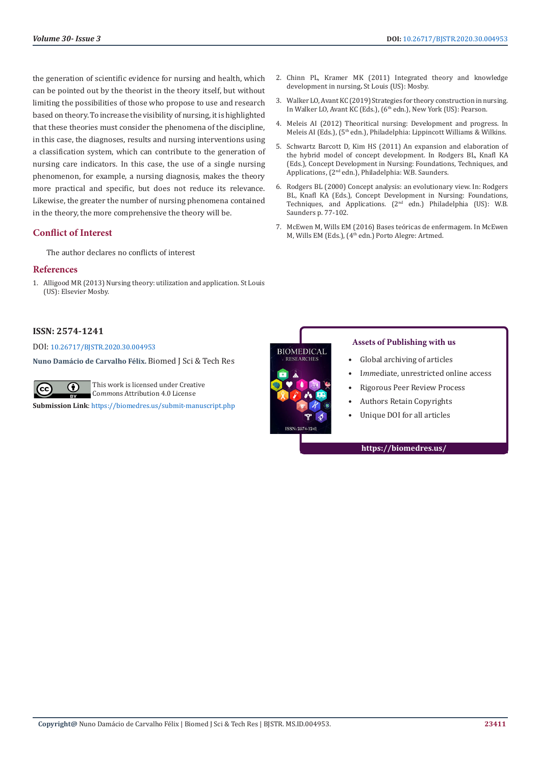the generation of scientific evidence for nursing and health, which can be pointed out by the theorist in the theory itself, but without limiting the possibilities of those who propose to use and research based on theory. To increase the visibility of nursing, it is highlighted that these theories must consider the phenomena of the discipline, in this case, the diagnoses, results and nursing interventions using a classification system, which can contribute to the generation of nursing care indicators. In this case, the use of a single nursing phenomenon, for example, a nursing diagnosis, makes the theory more practical and specific, but does not reduce its relevance. Likewise, the greater the number of nursing phenomena contained in the theory, the more comprehensive the theory will be.

## Conflict of Interest

The author declares no conflicts of interest

## References

1. Alligood MR (2013) Nursing theory: utilization and application. St Louis (US): Elsevier Mosby.
2. Chinn PL, Kramer MK (2011) Integrated theory and knowledge development in nursing. St Louis (US): Mosby.
3. Walker LO, Avant KC (2019) Strategies for theory construction in nursing. In Walker LO, Avant KC (Eds.), (6th edn.), New York (US): Pearson.
4. Meleis AI (2012) Theoritical nursing: Development and progress. In Meleis AI (Eds.), (5th edn.), Philadelphia: Lippincott Williams & Wilkins.
5. Schwartz Barcott D, Kim HS (2011) An expansion and elaboration of the hybrid model of concept development. In Rodgers BL, Knafl KA (Eds.), Concept Development in Nursing: Foundations, Techniques, and Applications, (2nd edn.), Philadelphia: W.B. Saunders.
6. Rodgers BL (2000) Concept analysis: an evolutionary view. In: Rodgers BL, Knafl KA (Eds.), Concept Development in Nursing: Foundations, Techniques, and Applications. (2nd edn.) Philadelphia (US): W.B. Saunders p. 77-102.
7. McEwen M, Wills EM (2016) Bases teóricas de enfermagem. In McEwen M, Wills EM (Eds.), (4th edn.) Porto Alegre: Artmed.

**ISSN: 2574-1241**

DOI: 10.26717/BJSTR.2020.30.004953

**Nuno Damácio de Carvalho Félix.** Biomed J Sci & Tech Res

This work is licensed under Creative Commons Attribution 4.0 License

**Submission Link**: https://biomedres.us/submit-manuscript.php

**Assets of Publishing with us**

- Global archiving of articles
- Immediate, unrestricted online access
- Rigorous Peer Review Process
- Authors Retain Copyrights
- Unique DOI for all articles

**https://biomedres.us/**